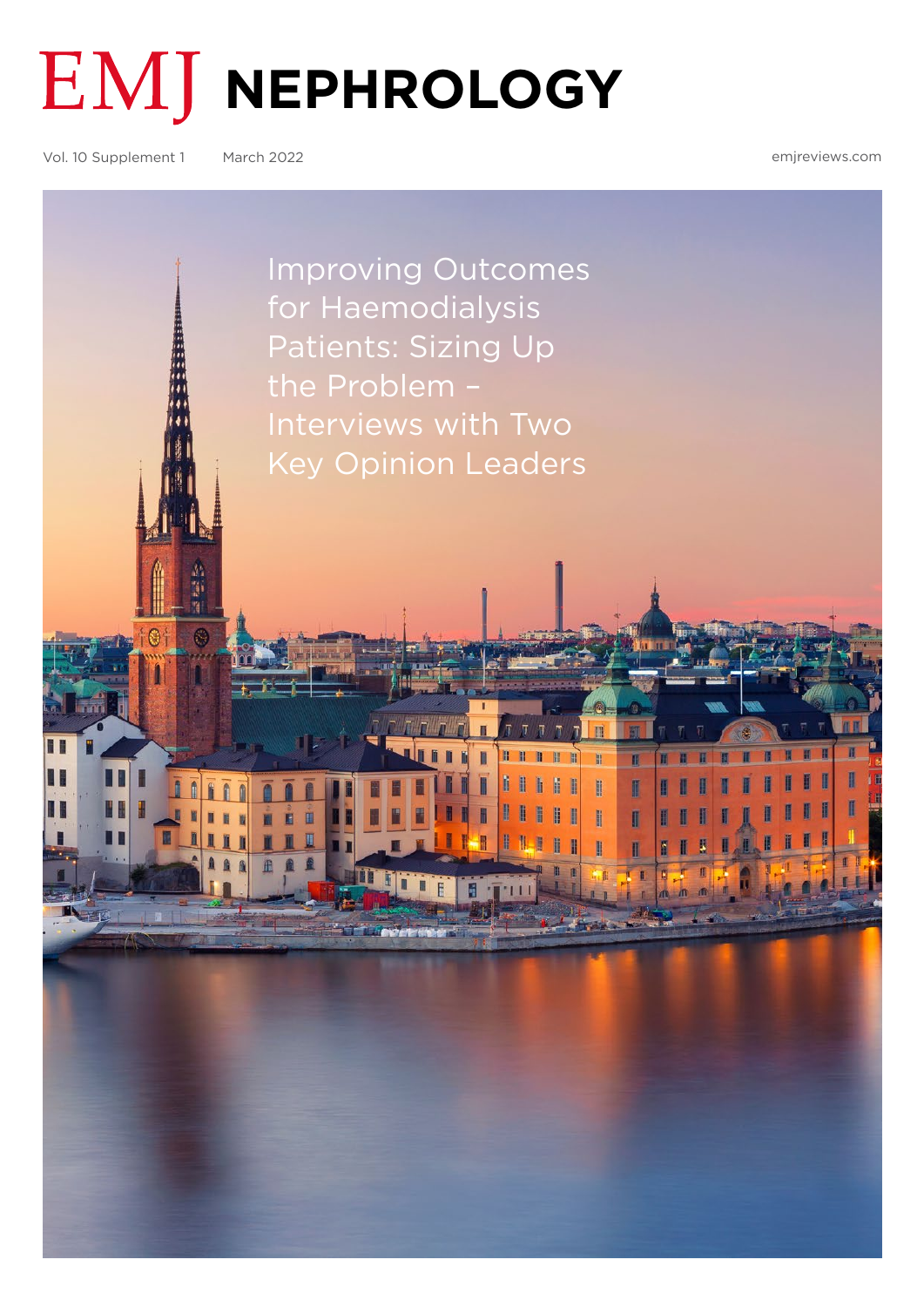# EMJ NEPHROLOGY

Vol. 10 Supplement 1 March 2022 emjreviews.com

## Improving Outcomes for Haemodialysis Patients: Sizing Up the Problem – Interviews with Two Key Opinion Leaders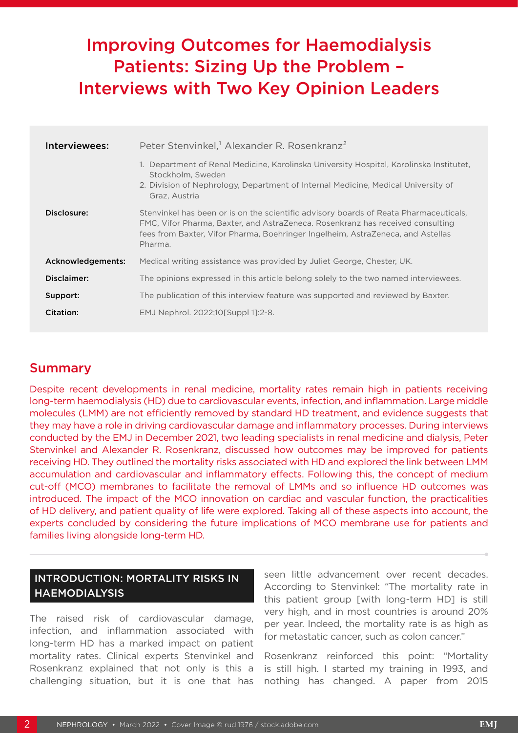# Improving Outcomes for Haemodialysis Patients: Sizing Up the Problem – Interviews with Two Key Opinion Leaders

| | |
|---|---|
| **Interviewees:** | Peter Stenvinkel,[1] Alexander R. Rosenkranz[2] |
| | 1. Department of Renal Medicine, Karolinska University Hospital, Karolinska Institutet, Stockholm, Sweden<br>2. Division of Nephrology, Department of Internal Medicine, Medical University of Graz, Austria |
| **Disclosure:** | Stenvinkel has been or is on the scientific advisory boards of Reata Pharmaceuticals, FMC, Vifor Pharma, Baxter, and AstraZeneca. Rosenkranz has received consulting fees from Baxter, Vifor Pharma, Boehringer Ingelheim, AstraZeneca, and Astellas Pharma. |
| **Acknowledgements:** | Medical writing assistance was provided by Juliet George, Chester, UK. |
| **Disclaimer:** | The opinions expressed in this article belong solely to the two named interviewees. |
| **Support:** | The publication of this interview feature was supported and reviewed by Baxter. |
| **Citation:** | EMJ Nephrol. 2022;10[Suppl 1]:2-8. |

## Summary

Despite recent developments in renal medicine, mortality rates remain high in patients receiving long-term haemodialysis (HD) due to cardiovascular events, infection, and inflammation. Large middle molecules (LMM) are not efficiently removed by standard HD treatment, and evidence suggests that they may have a role in driving cardiovascular damage and inflammatory processes. During interviews conducted by the EMJ in December 2021, two leading specialists in renal medicine and dialysis, Peter Stenvinkel and Alexander R. Rosenkranz, discussed how outcomes may be improved for patients receiving HD. They outlined the mortality risks associated with HD and explored the link between LMM accumulation and cardiovascular and inflammatory effects. Following this, the concept of medium cut-off (MCO) membranes to facilitate the removal of LMMs and so influence HD outcomes was introduced. The impact of the MCO innovation on cardiac and vascular function, the practicalities of HD delivery, and patient quality of life were explored. Taking all of these aspects into account, the experts concluded by considering the future implications of MCO membrane use for patients and families living alongside long-term HD.

## INTRODUCTION: MORTALITY RISKS IN HAEMODIALYSIS

The raised risk of cardiovascular damage, infection, and inflammation associated with long-term HD has a marked impact on patient mortality rates. Clinical experts Stenvinkel and Rosenkranz explained that not only is this a challenging situation, but it is one that has seen little advancement over recent decades. According to Stenvinkel: "The mortality rate in this patient group [with long-term HD] is still very high, and in most countries is around 20% per year. Indeed, the mortality rate is as high as for metastatic cancer, such as colon cancer."

Rosenkranz reinforced this point: "Mortality is still high. I started my training in 1993, and nothing has changed. A paper from 2015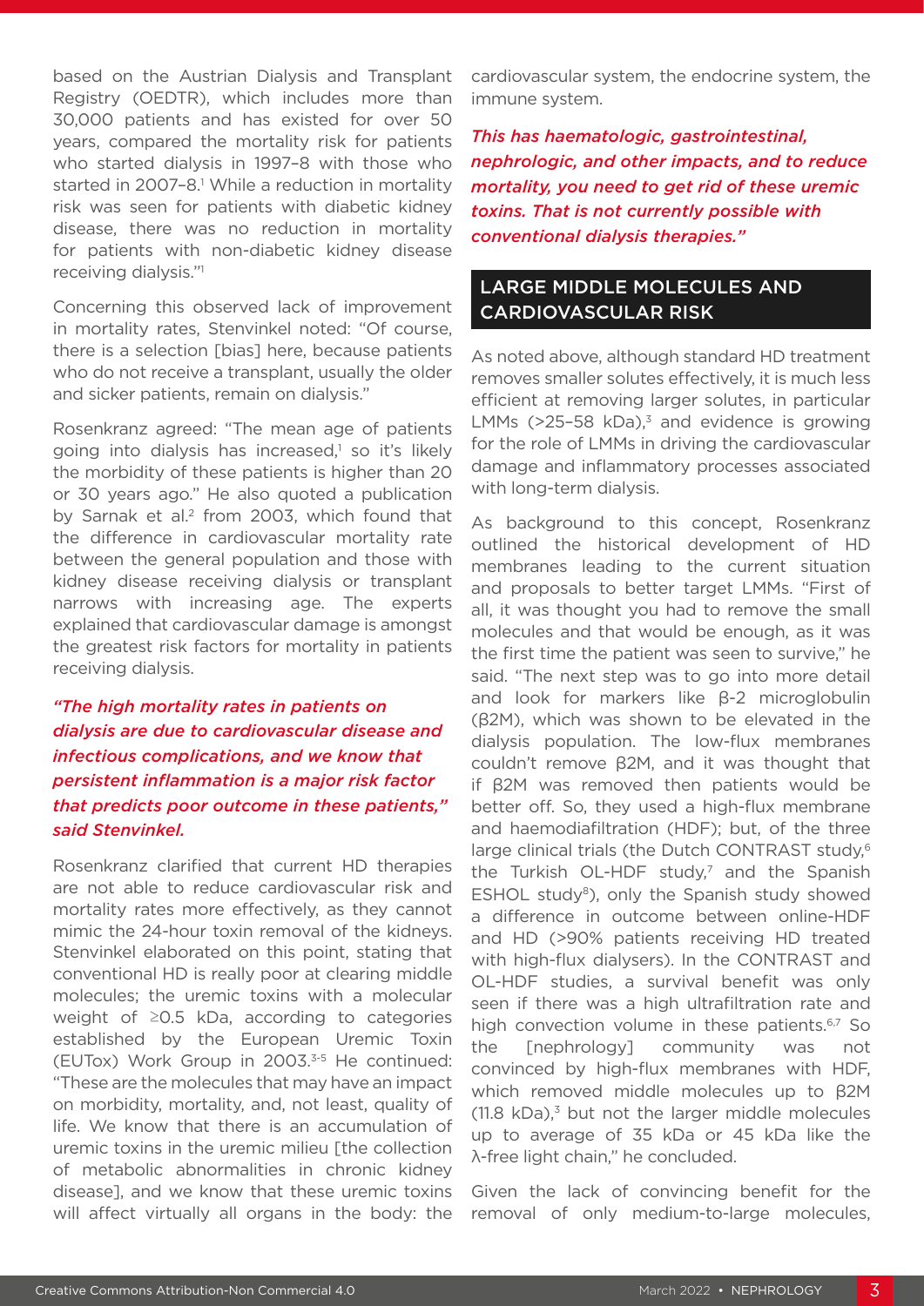based on the Austrian Dialysis and Transplant Registry (OEDTR), which includes more than 30,000 patients and has existed for over 50 years, compared the mortality risk for patients who started dialysis in 1997–8 with those who started in 2007–8.[1] While a reduction in mortality risk was seen for patients with diabetic kidney disease, there was no reduction in mortality for patients with non-diabetic kidney disease receiving dialysis."[1]

Concerning this observed lack of improvement in mortality rates, Stenvinkel noted: "Of course, there is a selection [bias] here, because patients who do not receive a transplant, usually the older and sicker patients, remain on dialysis."

Rosenkranz agreed: "The mean age of patients going into dialysis has increased,[1] so it's likely the morbidity of these patients is higher than 20 or 30 years ago." He also quoted a publication by Sarnak et al.[2] from 2003, which found that the difference in cardiovascular mortality rate between the general population and those with kidney disease receiving dialysis or transplant narrows with increasing age. The experts explained that cardiovascular damage is amongst the greatest risk factors for mortality in patients receiving dialysis.

*"The high mortality rates in patients on dialysis are due to cardiovascular disease and infectious complications, and we know that persistent inflammation is a major risk factor that predicts poor outcome in these patients," said Stenvinkel.*

Rosenkranz clarified that current HD therapies are not able to reduce cardiovascular risk and mortality rates more effectively, as they cannot mimic the 24-hour toxin removal of the kidneys. Stenvinkel elaborated on this point, stating that conventional HD is really poor at clearing middle molecules; the uremic toxins with a molecular weight of ≥0.5 kDa, according to categories established by the European Uremic Toxin (EUTox) Work Group in 2003.[3-5] He continued: "These are the molecules that may have an impact on morbidity, mortality, and, not least, quality of life. We know that there is an accumulation of uremic toxins in the uremic milieu [the collection of metabolic abnormalities in chronic kidney disease], and we know that these uremic toxins will affect virtually all organs in the body: the cardiovascular system, the endocrine system, the immune system.

*This has haematologic, gastrointestinal, nephrologic, and other impacts, and to reduce mortality, you need to get rid of these uremic toxins. That is not currently possible with conventional dialysis therapies."*

## LARGE MIDDLE MOLECULES AND CARDIOVASCULAR RISK

As noted above, although standard HD treatment removes smaller solutes effectively, it is much less efficient at removing larger solutes, in particular LMMs (>25–58 kDa),[3] and evidence is growing for the role of LMMs in driving the cardiovascular damage and inflammatory processes associated with long-term dialysis.

As background to this concept, Rosenkranz outlined the historical development of HD membranes leading to the current situation and proposals to better target LMMs. "First of all, it was thought you had to remove the small molecules and that would be enough, as it was the first time the patient was seen to survive," he said. "The next step was to go into more detail and look for markers like β-2 microglobulin (β2M), which was shown to be elevated in the dialysis population. The low-flux membranes couldn't remove β2M, and it was thought that if β2M was removed then patients would be better off. So, they used a high-flux membrane and haemodiafiltration (HDF); but, of the three large clinical trials (the Dutch CONTRAST study,[6] the Turkish OL-HDF study,[7] and the Spanish ESHOL study[8]), only the Spanish study showed a difference in outcome between online-HDF and HD (>90% patients receiving HD treated with high-flux dialysers). In the CONTRAST and OL-HDF studies, a survival benefit was only seen if there was a high ultrafiltration rate and high convection volume in these patients.[6,7] So the [nephrology] community was not convinced by high-flux membranes with HDF, which removed middle molecules up to β2M (11.8 kDa),[3] but not the larger middle molecules up to average of 35 kDa or 45 kDa like the λ-free light chain," he concluded.

Given the lack of convincing benefit for the removal of only medium-to-large molecules,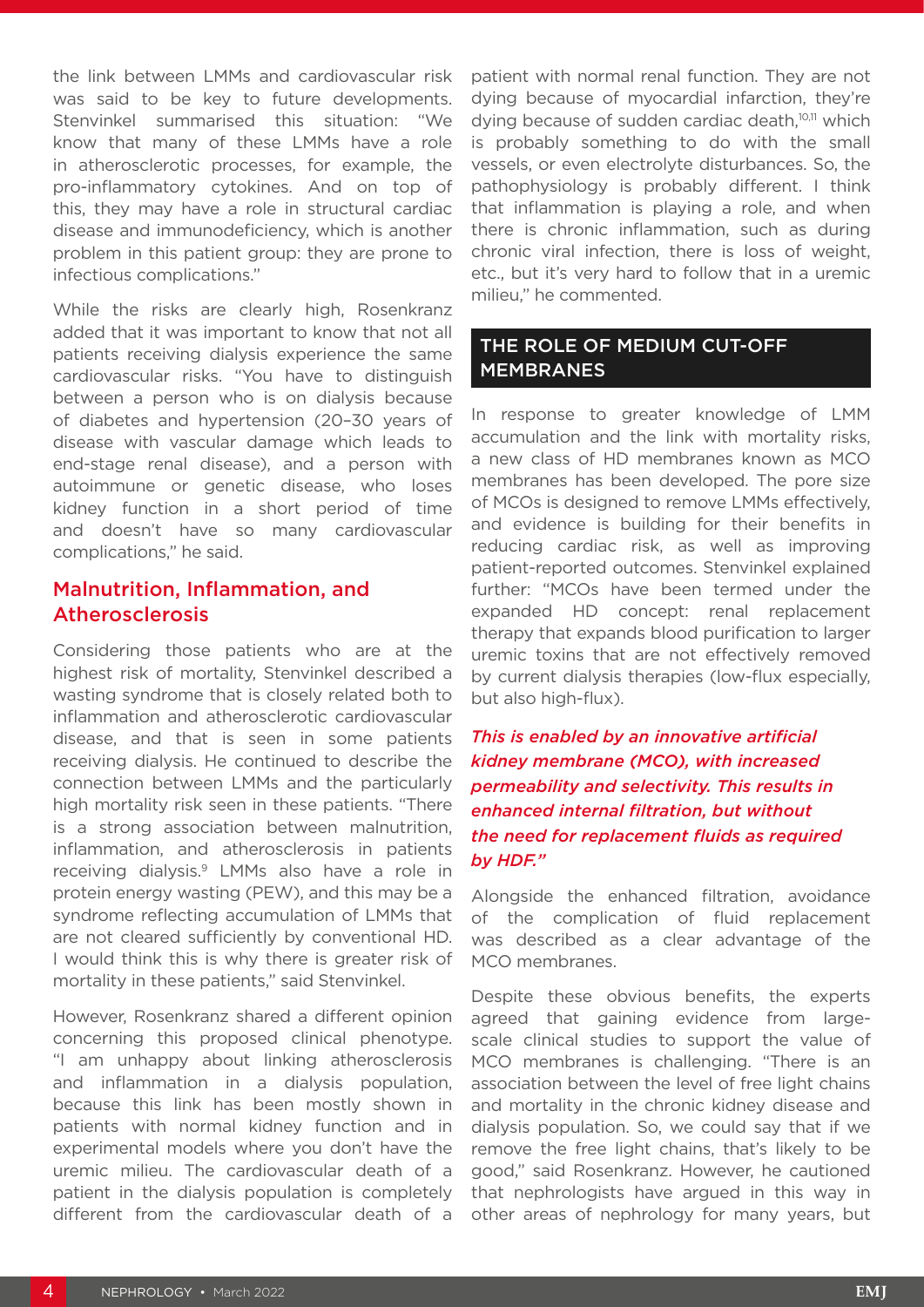the link between LMMs and cardiovascular risk was said to be key to future developments. Stenvinkel summarised this situation: "We know that many of these LMMs have a role in atherosclerotic processes, for example, the pro-inflammatory cytokines. And on top of this, they may have a role in structural cardiac disease and immunodeficiency, which is another problem in this patient group: they are prone to infectious complications."

While the risks are clearly high, Rosenkranz added that it was important to know that not all patients receiving dialysis experience the same cardiovascular risks. "You have to distinguish between a person who is on dialysis because of diabetes and hypertension (20–30 years of disease with vascular damage which leads to end-stage renal disease), and a person with autoimmune or genetic disease, who loses kidney function in a short period of time and doesn't have so many cardiovascular complications," he said.

## Malnutrition, Inflammation, and Atherosclerosis

Considering those patients who are at the highest risk of mortality, Stenvinkel described a wasting syndrome that is closely related both to inflammation and atherosclerotic cardiovascular disease, and that is seen in some patients receiving dialysis. He continued to describe the connection between LMMs and the particularly high mortality risk seen in these patients. "There is a strong association between malnutrition, inflammation, and atherosclerosis in patients receiving dialysis.[9] LMMs also have a role in protein energy wasting (PEW), and this may be a syndrome reflecting accumulation of LMMs that are not cleared sufficiently by conventional HD. I would think this is why there is greater risk of mortality in these patients," said Stenvinkel.

However, Rosenkranz shared a different opinion concerning this proposed clinical phenotype. "I am unhappy about linking atherosclerosis and inflammation in a dialysis population, because this link has been mostly shown in patients with normal kidney function and in experimental models where you don't have the uremic milieu. The cardiovascular death of a patient in the dialysis population is completely different from the cardiovascular death of a patient with normal renal function. They are not dying because of myocardial infarction, they're dying because of sudden cardiac death,[10,11] which is probably something to do with the small vessels, or even electrolyte disturbances. So, the pathophysiology is probably different. I think that inflammation is playing a role, and when there is chronic inflammation, such as during chronic viral infection, there is loss of weight, etc., but it's very hard to follow that in a uremic milieu," he commented.

## THE ROLE OF MEDIUM CUT-OFF MEMBRANES

In response to greater knowledge of LMM accumulation and the link with mortality risks, a new class of HD membranes known as MCO membranes has been developed. The pore size of MCOs is designed to remove LMMs effectively, and evidence is building for their benefits in reducing cardiac risk, as well as improving patient-reported outcomes. Stenvinkel explained further: "MCOs have been termed under the expanded HD concept: renal replacement therapy that expands blood purification to larger uremic toxins that are not effectively removed by current dialysis therapies (low-flux especially, but also high-flux).

*This is enabled by an innovative artificial kidney membrane (MCO), with increased permeability and selectivity. This results in enhanced internal filtration, but without the need for replacement fluids as required by HDF."*

Alongside the enhanced filtration, avoidance of the complication of fluid replacement was described as a clear advantage of the MCO membranes.

Despite these obvious benefits, the experts agreed that gaining evidence from large-scale clinical studies to support the value of MCO membranes is challenging. "There is an association between the level of free light chains and mortality in the chronic kidney disease and dialysis population. So, we could say that if we remove the free light chains, that's likely to be good," said Rosenkranz. However, he cautioned that nephrologists have argued in this way in other areas of nephrology for many years, but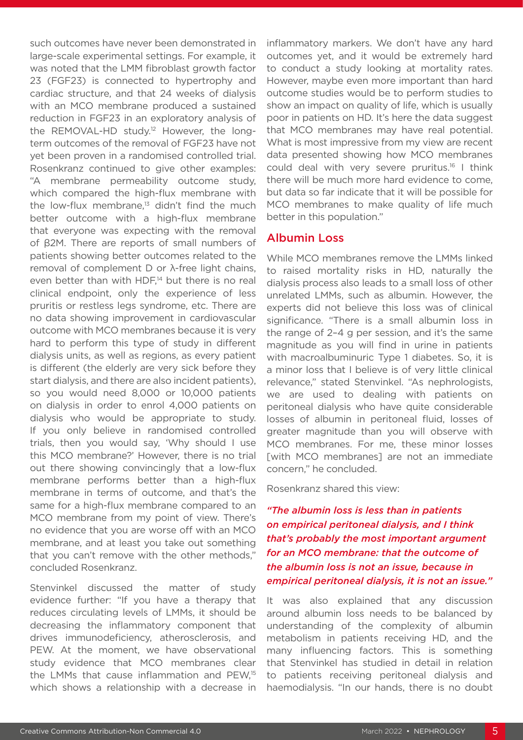such outcomes have never been demonstrated in large-scale experimental settings. For example, it was noted that the LMM fibroblast growth factor 23 (FGF23) is connected to hypertrophy and cardiac structure, and that 24 weeks of dialysis with an MCO membrane produced a sustained reduction in FGF23 in an exploratory analysis of the REMOVAL-HD study.[12] However, the long-term outcomes of the removal of FGF23 have not yet been proven in a randomised controlled trial. Rosenkranz continued to give other examples: "A membrane permeability outcome study, which compared the high-flux membrane with the low-flux membrane,[13] didn't find the much better outcome with a high-flux membrane that everyone was expecting with the removal of β2M. There are reports of small numbers of patients showing better outcomes related to the removal of complement D or λ-free light chains, even better than with HDF,[14] but there is no real clinical endpoint, only the experience of less pruritis or restless legs syndrome, etc. There are no data showing improvement in cardiovascular outcome with MCO membranes because it is very hard to perform this type of study in different dialysis units, as well as regions, as every patient is different (the elderly are very sick before they start dialysis, and there are also incident patients), so you would need 8,000 or 10,000 patients on dialysis in order to enrol 4,000 patients on dialysis who would be appropriate to study. If you only believe in randomised controlled trials, then you would say, 'Why should I use this MCO membrane?' However, there is no trial out there showing convincingly that a low-flux membrane performs better than a high-flux membrane in terms of outcome, and that's the same for a high-flux membrane compared to an MCO membrane from my point of view. There's no evidence that you are worse off with an MCO membrane, and at least you take out something that you can't remove with the other methods," concluded Rosenkranz.

Stenvinkel discussed the matter of study evidence further: "If you have a therapy that reduces circulating levels of LMMs, it should be decreasing the inflammatory component that drives immunodeficiency, atherosclerosis, and PEW. At the moment, we have observational study evidence that MCO membranes clear the LMMs that cause inflammation and PEW,[15] which shows a relationship with a decrease in inflammatory markers. We don't have any hard outcomes yet, and it would be extremely hard to conduct a study looking at mortality rates. However, maybe even more important than hard outcome studies would be to perform studies to show an impact on quality of life, which is usually poor in patients on HD. It's here the data suggest that MCO membranes may have real potential. What is most impressive from my view are recent data presented showing how MCO membranes could deal with very severe pruritus.[16] I think there will be much more hard evidence to come, but data so far indicate that it will be possible for MCO membranes to make quality of life much better in this population."

## Albumin Loss

While MCO membranes remove the LMMs linked to raised mortality risks in HD, naturally the dialysis process also leads to a small loss of other unrelated LMMs, such as albumin. However, the experts did not believe this loss was of clinical significance. "There is a small albumin loss in the range of 2–4 g per session, and it's the same magnitude as you will find in urine in patients with macroalbuminuric Type 1 diabetes. So, it is a minor loss that I believe is of very little clinical relevance," stated Stenvinkel. "As nephrologists, we are used to dealing with patients on peritoneal dialysis who have quite considerable losses of albumin in peritoneal fluid, losses of greater magnitude than you will observe with MCO membranes. For me, these minor losses [with MCO membranes] are not an immediate concern," he concluded.

Rosenkranz shared this view:

*"The albumin loss is less than in patients on empirical peritoneal dialysis, and I think that's probably the most important argument for an MCO membrane: that the outcome of the albumin loss is not an issue, because in empirical peritoneal dialysis, it is not an issue."*

It was also explained that any discussion around albumin loss needs to be balanced by understanding of the complexity of albumin metabolism in patients receiving HD, and the many influencing factors. This is something that Stenvinkel has studied in detail in relation to patients receiving peritoneal dialysis and haemodialysis. "In our hands, there is no doubt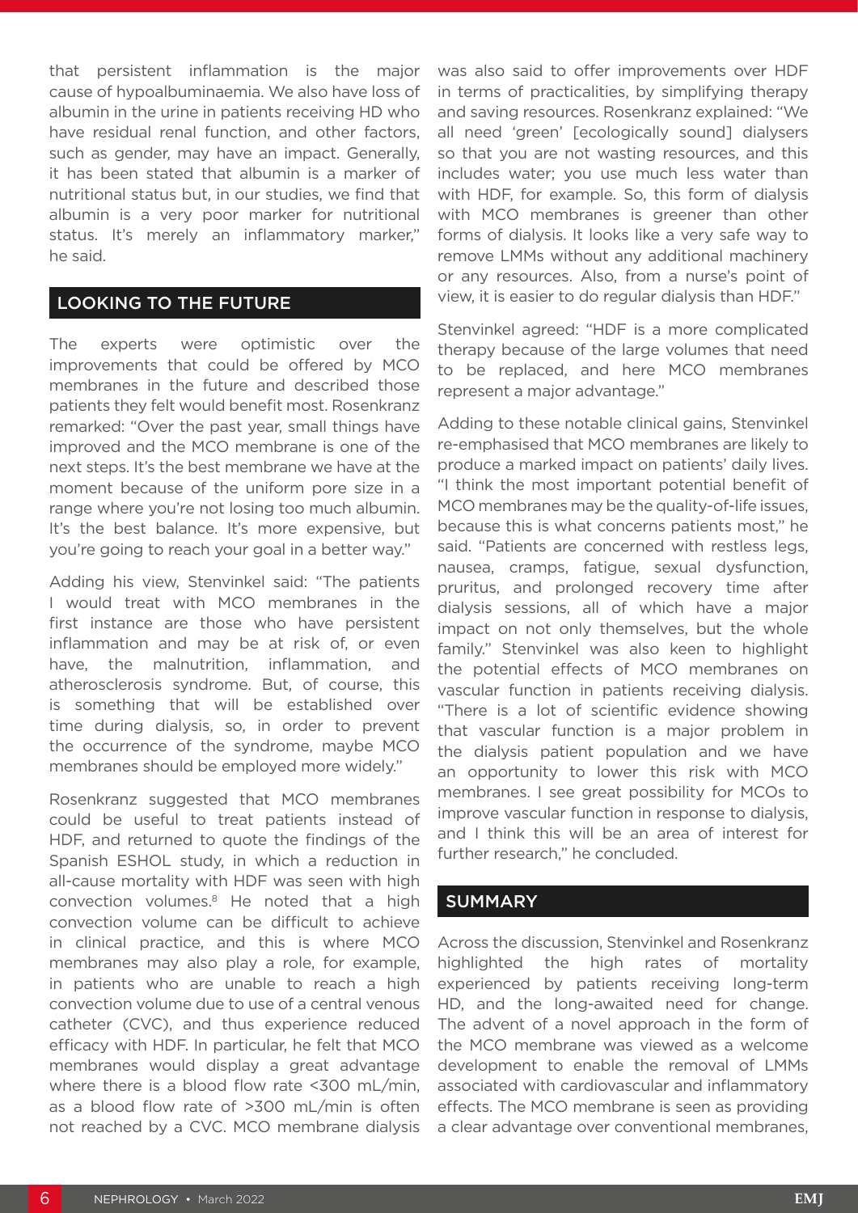that persistent inflammation is the major cause of hypoalbuminaemia. We also have loss of albumin in the urine in patients receiving HD who have residual renal function, and other factors, such as gender, may have an impact. Generally, it has been stated that albumin is a marker of nutritional status but, in our studies, we find that albumin is a very poor marker for nutritional status. It's merely an inflammatory marker," he said.

## LOOKING TO THE FUTURE

The experts were optimistic over the improvements that could be offered by MCO membranes in the future and described those patients they felt would benefit most. Rosenkranz remarked: "Over the past year, small things have improved and the MCO membrane is one of the next steps. It's the best membrane we have at the moment because of the uniform pore size in a range where you're not losing too much albumin. It's the best balance. It's more expensive, but you're going to reach your goal in a better way."

Adding his view, Stenvinkel said: "The patients I would treat with MCO membranes in the first instance are those who have persistent inflammation and may be at risk of, or even have, the malnutrition, inflammation, and atherosclerosis syndrome. But, of course, this is something that will be established over time during dialysis, so, in order to prevent the occurrence of the syndrome, maybe MCO membranes should be employed more widely."

Rosenkranz suggested that MCO membranes could be useful to treat patients instead of HDF, and returned to quote the findings of the Spanish ESHOL study, in which a reduction in all-cause mortality with HDF was seen with high convection volumes.[8] He noted that a high convection volume can be difficult to achieve in clinical practice, and this is where MCO membranes may also play a role, for example, in patients who are unable to reach a high convection volume due to use of a central venous catheter (CVC), and thus experience reduced efficacy with HDF. In particular, he felt that MCO membranes would display a great advantage where there is a blood flow rate <300 mL/min, as a blood flow rate of >300 mL/min is often not reached by a CVC. MCO membrane dialysis was also said to offer improvements over HDF in terms of practicalities, by simplifying therapy and saving resources. Rosenkranz explained: "We all need 'green' [ecologically sound] dialysers so that you are not wasting resources, and this includes water; you use much less water than with HDF, for example. So, this form of dialysis with MCO membranes is greener than other forms of dialysis. It looks like a very safe way to remove LMMs without any additional machinery or any resources. Also, from a nurse's point of view, it is easier to do regular dialysis than HDF."

Stenvinkel agreed: "HDF is a more complicated therapy because of the large volumes that need to be replaced, and here MCO membranes represent a major advantage."

Adding to these notable clinical gains, Stenvinkel re-emphasised that MCO membranes are likely to produce a marked impact on patients' daily lives. "I think the most important potential benefit of MCO membranes may be the quality-of-life issues, because this is what concerns patients most," he said. "Patients are concerned with restless legs, nausea, cramps, fatigue, sexual dysfunction, pruritus, and prolonged recovery time after dialysis sessions, all of which have a major impact on not only themselves, but the whole family." Stenvinkel was also keen to highlight the potential effects of MCO membranes on vascular function in patients receiving dialysis. "There is a lot of scientific evidence showing that vascular function is a major problem in the dialysis patient population and we have an opportunity to lower this risk with MCO membranes. I see great possibility for MCOs to improve vascular function in response to dialysis, and I think this will be an area of interest for further research," he concluded.

## SUMMARY

Across the discussion, Stenvinkel and Rosenkranz highlighted the high rates of mortality experienced by patients receiving long-term HD, and the long-awaited need for change. The advent of a novel approach in the form of the MCO membrane was viewed as a welcome development to enable the removal of LMMs associated with cardiovascular and inflammatory effects. The MCO membrane is seen as providing a clear advantage over conventional membranes,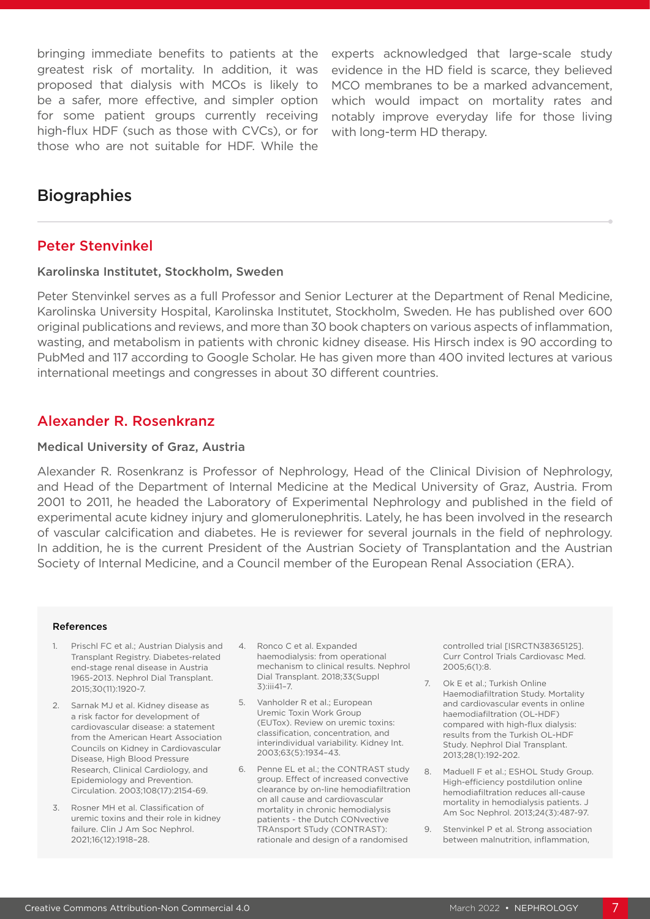bringing immediate benefits to patients at the greatest risk of mortality. In addition, it was proposed that dialysis with MCOs is likely to be a safer, more effective, and simpler option for some patient groups currently receiving high-flux HDF (such as those with CVCs), or for those who are not suitable for HDF. While the experts acknowledged that large-scale study evidence in the HD field is scarce, they believed MCO membranes to be a marked advancement, which would impact on mortality rates and notably improve everyday life for those living with long-term HD therapy.

## Biographies

### Peter Stenvinkel

#### Karolinska Institutet, Stockholm, Sweden

Peter Stenvinkel serves as a full Professor and Senior Lecturer at the Department of Renal Medicine, Karolinska University Hospital, Karolinska Institutet, Stockholm, Sweden. He has published over 600 original publications and reviews, and more than 30 book chapters on various aspects of inflammation, wasting, and metabolism in patients with chronic kidney disease. His Hirsch index is 90 according to PubMed and 117 according to Google Scholar. He has given more than 400 invited lectures at various international meetings and congresses in about 30 different countries.

### Alexander R. Rosenkranz

#### Medical University of Graz, Austria

Alexander R. Rosenkranz is Professor of Nephrology, Head of the Clinical Division of Nephrology, and Head of the Department of Internal Medicine at the Medical University of Graz, Austria. From 2001 to 2011, he headed the Laboratory of Experimental Nephrology and published in the field of experimental acute kidney injury and glomerulonephritis. Lately, he has been involved in the research of vascular calcification and diabetes. He is reviewer for several journals in the field of nephrology. In addition, he is the current President of the Austrian Society of Transplantation and the Austrian Society of Internal Medicine, and a Council member of the European Renal Association (ERA).

#### References

1. Prischl FC et al.; Austrian Dialysis and Transplant Registry. Diabetes-related end-stage renal disease in Austria 1965-2013. Nephrol Dial Transplant. 2015;30(11):1920-7.
2. Sarnak MJ et al. Kidney disease as a risk factor for development of cardiovascular disease: a statement from the American Heart Association Councils on Kidney in Cardiovascular Disease, High Blood Pressure Research, Clinical Cardiology, and Epidemiology and Prevention. Circulation. 2003;108(17):2154-69.
3. Rosner MH et al. Classification of uremic toxins and their role in kidney failure. Clin J Am Soc Nephrol. 2021;16(12):1918–28.
4. Ronco C et al. Expanded haemodialysis: from operational mechanism to clinical results. Nephrol Dial Transplant. 2018;33(Suppl 3):iii41–7.
5. Vanholder R et al.; European Uremic Toxin Work Group (EUTox). Review on uremic toxins: classification, concentration, and interindividual variability. Kidney Int. 2003;63(5):1934–43.
6. Penne EL et al.; the CONTRAST study group. Effect of increased convective clearance by on-line hemodiafiltration on all cause and cardiovascular mortality in chronic hemodialysis patients - the Dutch CONvective TRAnsport STudy (CONTRAST): rationale and design of a randomised controlled trial [ISRCTN38365125]. Curr Control Trials Cardiovasc Med. 2005;6(1):8.
7. Ok E et al.; Turkish Online Haemodiafiltration Study. Mortality and cardiovascular events in online haemodiafiltration (OL-HDF) compared with high-flux dialysis: results from the Turkish OL-HDF Study. Nephrol Dial Transplant. 2013;28(1):192-202.
8. Maduell F et al.; ESHOL Study Group. High-efficiency postdilution online hemodiafiltration reduces all-cause mortality in hemodialysis patients. J Am Soc Nephrol. 2013;24(3):487-97.
9. Stenvinkel P et al. Strong association between malnutrition, inflammation,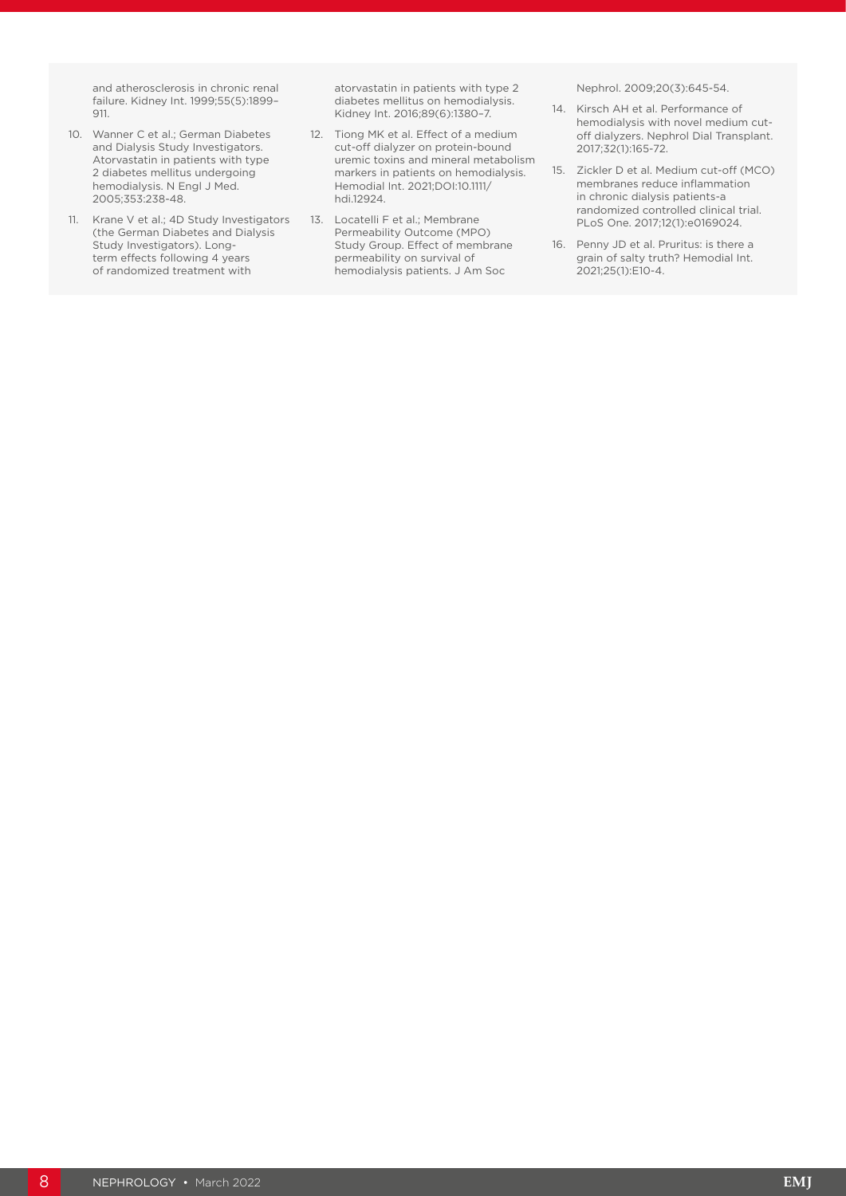and atherosclerosis in chronic renal failure. Kidney Int. 1999;55(5):1899–911.

10. Wanner C et al.; German Diabetes and Dialysis Study Investigators. Atorvastatin in patients with type 2 diabetes mellitus undergoing hemodialysis. N Engl J Med. 2005;353:238-48.
11. Krane V et al.; 4D Study Investigators (the German Diabetes and Dialysis Study Investigators). Long-term effects following 4 years of randomized treatment with atorvastatin in patients with type 2 diabetes mellitus on hemodialysis. Kidney Int. 2016;89(6):1380–7.
12. Tiong MK et al. Effect of a medium cut-off dialyzer on protein-bound uremic toxins and mineral metabolism markers in patients on hemodialysis. Hemodial Int. 2021;DOI:10.1111/hdi.12924.
13. Locatelli F et al.; Membrane Permeability Outcome (MPO) Study Group. Effect of membrane permeability on survival of hemodialysis patients. J Am Soc Nephrol. 2009;20(3):645-54.
14. Kirsch AH et al. Performance of hemodialysis with novel medium cut-off dialyzers. Nephrol Dial Transplant. 2017;32(1):165-72.
15. Zickler D et al. Medium cut-off (MCO) membranes reduce inflammation in chronic dialysis patients-a randomized controlled clinical trial. PLoS One. 2017;12(1):e0169024.
16. Penny JD et al. Pruritus: is there a grain of salty truth? Hemodial Int. 2021;25(1):E10-4.